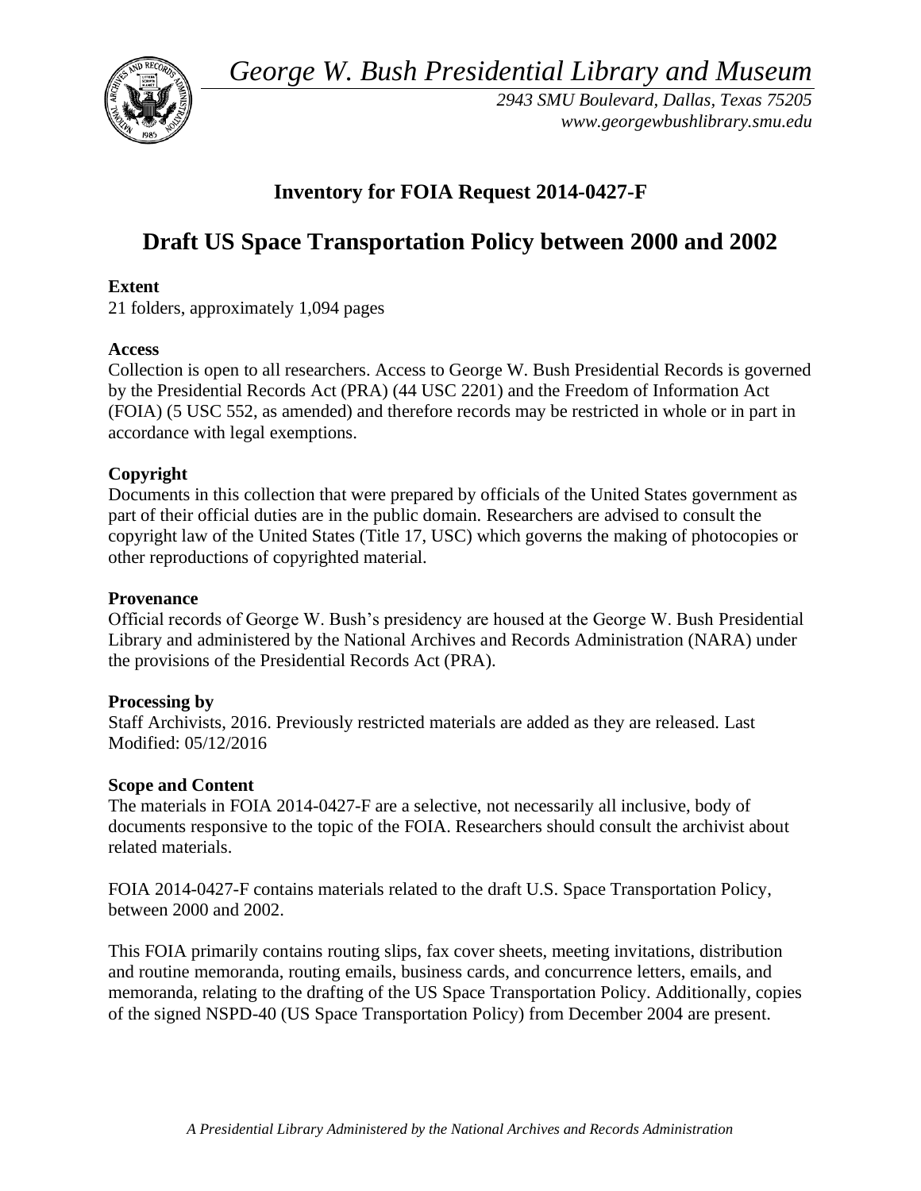*George W. Bush Presidential Library and Museum*

*2943 SMU Boulevard, Dallas, Texas 75205*
*www.georgewbushlibrary.smu.edu*

## Inventory for FOIA Request 2014-0427-F

# Draft US Space Transportation Policy between 2000 and 2002

**Extent**

21 folders, approximately 1,094 pages

**Access**

Collection is open to all researchers. Access to George W. Bush Presidential Records is governed by the Presidential Records Act (PRA) (44 USC 2201) and the Freedom of Information Act (FOIA) (5 USC 552, as amended) and therefore records may be restricted in whole or in part in accordance with legal exemptions.

**Copyright**

Documents in this collection that were prepared by officials of the United States government as part of their official duties are in the public domain. Researchers are advised to consult the copyright law of the United States (Title 17, USC) which governs the making of photocopies or other reproductions of copyrighted material.

**Provenance**

Official records of George W. Bush's presidency are housed at the George W. Bush Presidential Library and administered by the National Archives and Records Administration (NARA) under the provisions of the Presidential Records Act (PRA).

**Processing by**

Staff Archivists, 2016. Previously restricted materials are added as they are released. Last Modified: 05/12/2016

**Scope and Content**

The materials in FOIA 2014-0427-F are a selective, not necessarily all inclusive, body of documents responsive to the topic of the FOIA. Researchers should consult the archivist about related materials.

FOIA 2014-0427-F contains materials related to the draft U.S. Space Transportation Policy, between 2000 and 2002.

This FOIA primarily contains routing slips, fax cover sheets, meeting invitations, distribution and routine memoranda, routing emails, business cards, and concurrence letters, emails, and memoranda, relating to the drafting of the US Space Transportation Policy. Additionally, copies of the signed NSPD-40 (US Space Transportation Policy) from December 2004 are present.

*A Presidential Library Administered by the National Archives and Records Administration*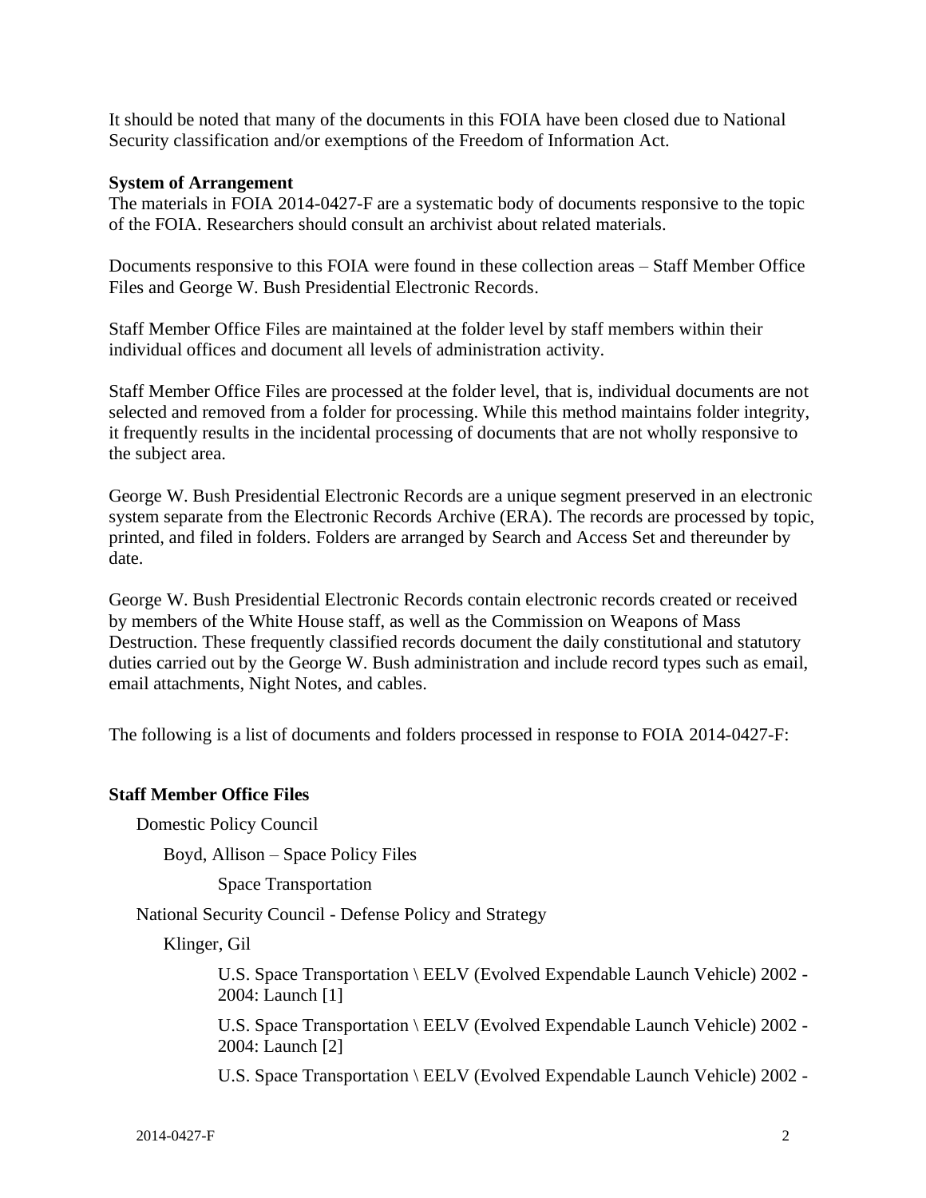It should be noted that many of the documents in this FOIA have been closed due to National Security classification and/or exemptions of the Freedom of Information Act.

**System of Arrangement**

The materials in FOIA 2014-0427-F are a systematic body of documents responsive to the topic of the FOIA. Researchers should consult an archivist about related materials.

Documents responsive to this FOIA were found in these collection areas – Staff Member Office Files and George W. Bush Presidential Electronic Records.

Staff Member Office Files are maintained at the folder level by staff members within their individual offices and document all levels of administration activity.

Staff Member Office Files are processed at the folder level, that is, individual documents are not selected and removed from a folder for processing. While this method maintains folder integrity, it frequently results in the incidental processing of documents that are not wholly responsive to the subject area.

George W. Bush Presidential Electronic Records are a unique segment preserved in an electronic system separate from the Electronic Records Archive (ERA). The records are processed by topic, printed, and filed in folders. Folders are arranged by Search and Access Set and thereunder by date.

George W. Bush Presidential Electronic Records contain electronic records created or received by members of the White House staff, as well as the Commission on Weapons of Mass Destruction. These frequently classified records document the daily constitutional and statutory duties carried out by the George W. Bush administration and include record types such as email, email attachments, Night Notes, and cables.

The following is a list of documents and folders processed in response to FOIA 2014-0427-F:

**Staff Member Office Files**

- Domestic Policy Council
  - Boyd, Allison – Space Policy Files
    - Space Transportation
- National Security Council - Defense Policy and Strategy
  - Klinger, Gil
    - U.S. Space Transportation \ EELV (Evolved Expendable Launch Vehicle) 2002 - 2004: Launch [1]
    - U.S. Space Transportation \ EELV (Evolved Expendable Launch Vehicle) 2002 - 2004: Launch [2]
    - U.S. Space Transportation \ EELV (Evolved Expendable Launch Vehicle) 2002 -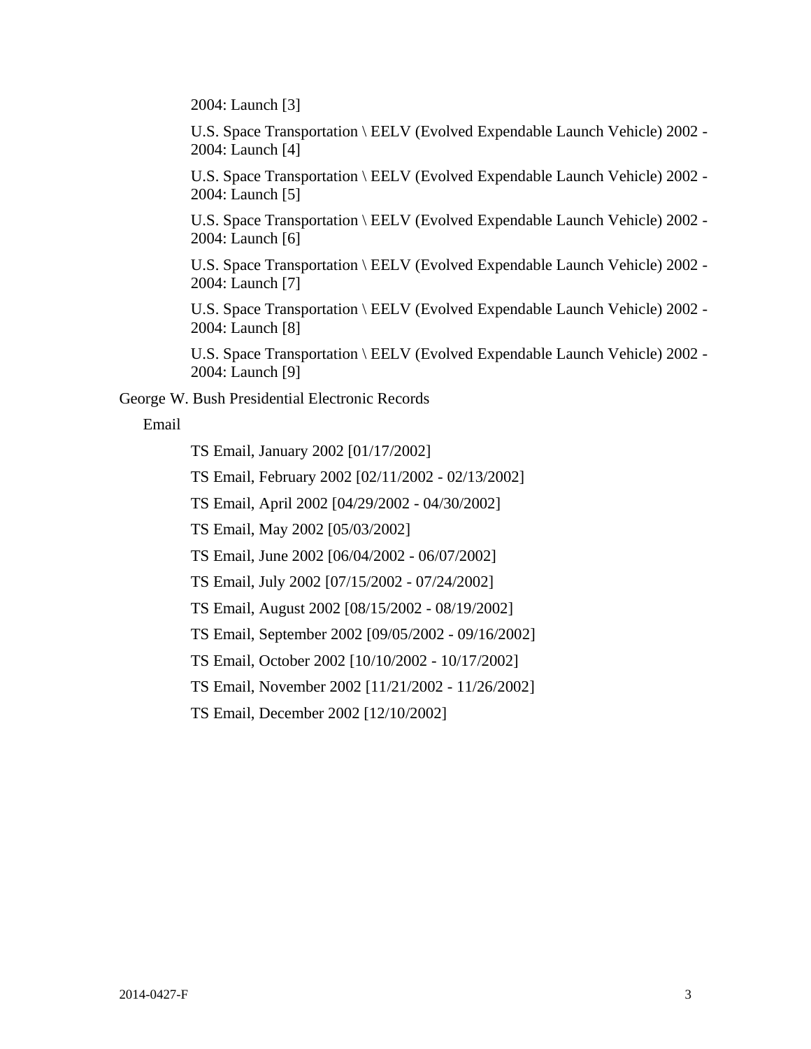2004: Launch [3]

U.S. Space Transportation \ EELV (Evolved Expendable Launch Vehicle) 2002 - 2004: Launch [4]

U.S. Space Transportation \ EELV (Evolved Expendable Launch Vehicle) 2002 - 2004: Launch [5]

U.S. Space Transportation \ EELV (Evolved Expendable Launch Vehicle) 2002 - 2004: Launch [6]

U.S. Space Transportation \ EELV (Evolved Expendable Launch Vehicle) 2002 - 2004: Launch [7]

U.S. Space Transportation \ EELV (Evolved Expendable Launch Vehicle) 2002 - 2004: Launch [8]

U.S. Space Transportation \ EELV (Evolved Expendable Launch Vehicle) 2002 - 2004: Launch [9]

George W. Bush Presidential Electronic Records

Email

TS Email, January 2002 [01/17/2002]

TS Email, February 2002 [02/11/2002 - 02/13/2002]

TS Email, April 2002 [04/29/2002 - 04/30/2002]

TS Email, May 2002 [05/03/2002]

TS Email, June 2002 [06/04/2002 - 06/07/2002]

TS Email, July 2002 [07/15/2002 - 07/24/2002]

TS Email, August 2002 [08/15/2002 - 08/19/2002]

TS Email, September 2002 [09/05/2002 - 09/16/2002]

TS Email, October 2002 [10/10/2002 - 10/17/2002]

TS Email, November 2002 [11/21/2002 - 11/26/2002]

TS Email, December 2002 [12/10/2002]